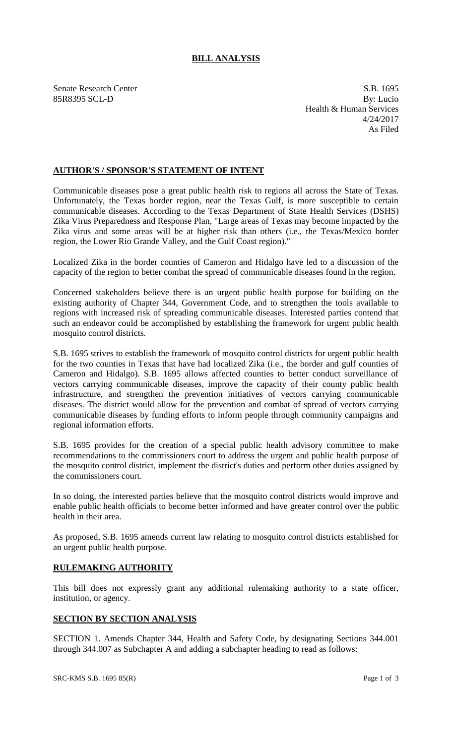# BILL ANALYSIS

Senate Research Center
85R8395 SCL-D

S.B. 1695
By: Lucio
Health & Human Services
4/24/2017
As Filed

## AUTHOR'S / SPONSOR'S STATEMENT OF INTENT

Communicable diseases pose a great public health risk to regions all across the State of Texas. Unfortunately, the Texas border region, near the Texas Gulf, is more susceptible to certain communicable diseases. According to the Texas Department of State Health Services (DSHS) Zika Virus Preparedness and Response Plan, "Large areas of Texas may become impacted by the Zika virus and some areas will be at higher risk than others (i.e., the Texas/Mexico border region, the Lower Rio Grande Valley, and the Gulf Coast region)."

Localized Zika in the border counties of Cameron and Hidalgo have led to a discussion of the capacity of the region to better combat the spread of communicable diseases found in the region.

Concerned stakeholders believe there is an urgent public health purpose for building on the existing authority of Chapter 344, Government Code, and to strengthen the tools available to regions with increased risk of spreading communicable diseases. Interested parties contend that such an endeavor could be accomplished by establishing the framework for urgent public health mosquito control districts.

S.B. 1695 strives to establish the framework of mosquito control districts for urgent public health for the two counties in Texas that have had localized Zika (i.e., the border and gulf counties of Cameron and Hidalgo). S.B. 1695 allows affected counties to better conduct surveillance of vectors carrying communicable diseases, improve the capacity of their county public health infrastructure, and strengthen the prevention initiatives of vectors carrying communicable diseases. The district would allow for the prevention and combat of spread of vectors carrying communicable diseases by funding efforts to inform people through community campaigns and regional information efforts.

S.B. 1695 provides for the creation of a special public health advisory committee to make recommendations to the commissioners court to address the urgent and public health purpose of the mosquito control district, implement the district's duties and perform other duties assigned by the commissioners court.

In so doing, the interested parties believe that the mosquito control districts would improve and enable public health officials to become better informed and have greater control over the public health in their area.

As proposed, S.B. 1695 amends current law relating to mosquito control districts established for an urgent public health purpose.

## RULEMAKING AUTHORITY

This bill does not expressly grant any additional rulemaking authority to a state officer, institution, or agency.

## SECTION BY SECTION ANALYSIS

SECTION 1. Amends Chapter 344, Health and Safety Code, by designating Sections 344.001 through 344.007 as Subchapter A and adding a subchapter heading to read as follows: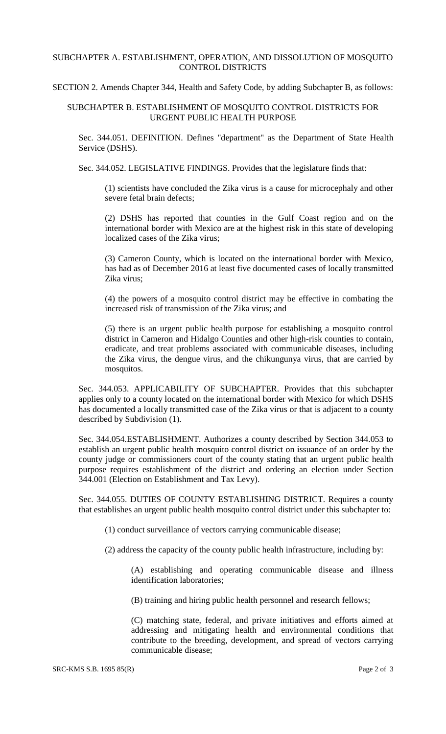## SUBCHAPTER A. ESTABLISHMENT, OPERATION, AND DISSOLUTION OF MOSQUITO CONTROL DISTRICTS

SECTION 2. Amends Chapter 344, Health and Safety Code, by adding Subchapter B, as follows:

## SUBCHAPTER B. ESTABLISHMENT OF MOSQUITO CONTROL DISTRICTS FOR URGENT PUBLIC HEALTH PURPOSE

Sec. 344.051. DEFINITION. Defines "department" as the Department of State Health Service (DSHS).

Sec. 344.052. LEGISLATIVE FINDINGS. Provides that the legislature finds that:

(1) scientists have concluded the Zika virus is a cause for microcephaly and other severe fetal brain defects;

(2) DSHS has reported that counties in the Gulf Coast region and on the international border with Mexico are at the highest risk in this state of developing localized cases of the Zika virus;

(3) Cameron County, which is located on the international border with Mexico, has had as of December 2016 at least five documented cases of locally transmitted Zika virus;

(4) the powers of a mosquito control district may be effective in combating the increased risk of transmission of the Zika virus; and

(5) there is an urgent public health purpose for establishing a mosquito control district in Cameron and Hidalgo Counties and other high-risk counties to contain, eradicate, and treat problems associated with communicable diseases, including the Zika virus, the dengue virus, and the chikungunya virus, that are carried by mosquitos.

Sec. 344.053. APPLICABILITY OF SUBCHAPTER. Provides that this subchapter applies only to a county located on the international border with Mexico for which DSHS has documented a locally transmitted case of the Zika virus or that is adjacent to a county described by Subdivision (1).

Sec. 344.054.ESTABLISHMENT. Authorizes a county described by Section 344.053 to establish an urgent public health mosquito control district on issuance of an order by the county judge or commissioners court of the county stating that an urgent public health purpose requires establishment of the district and ordering an election under Section 344.001 (Election on Establishment and Tax Levy).

Sec. 344.055. DUTIES OF COUNTY ESTABLISHING DISTRICT. Requires a county that establishes an urgent public health mosquito control district under this subchapter to:

(1) conduct surveillance of vectors carrying communicable disease;

(2) address the capacity of the county public health infrastructure, including by:

(A) establishing and operating communicable disease and illness identification laboratories;

(B) training and hiring public health personnel and research fellows;

(C) matching state, federal, and private initiatives and efforts aimed at addressing and mitigating health and environmental conditions that contribute to the breeding, development, and spread of vectors carrying communicable disease;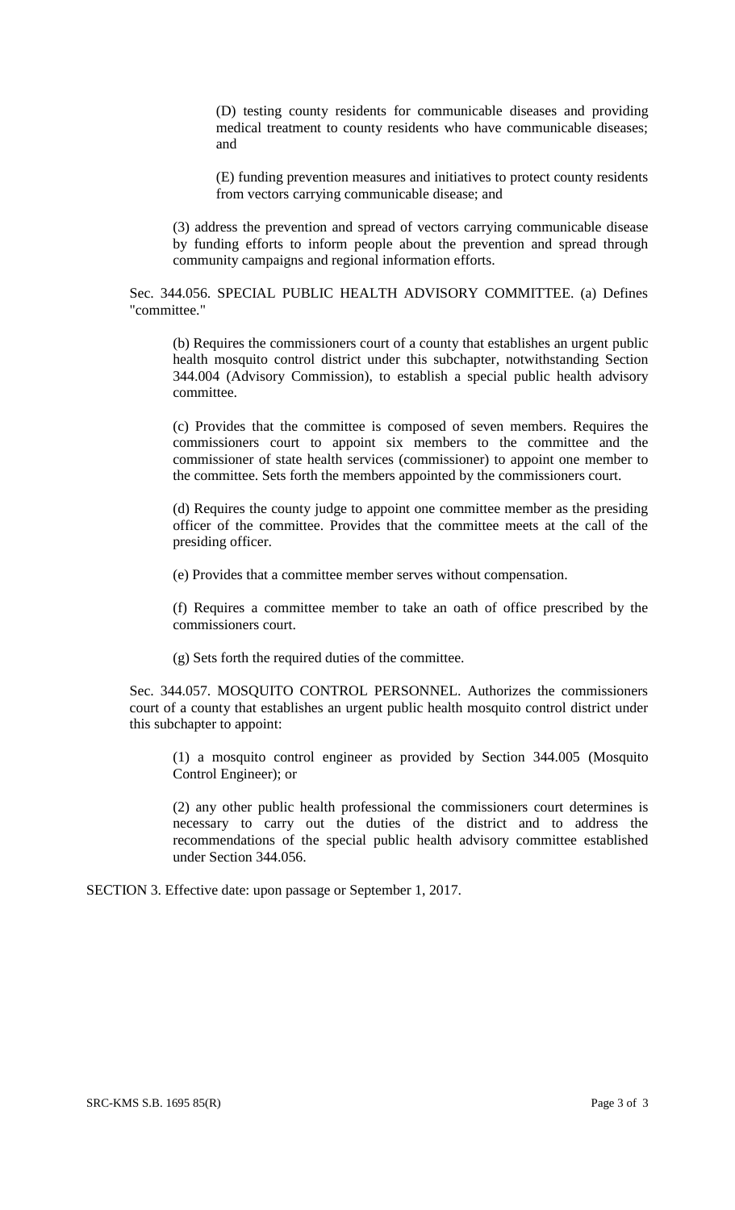(D) testing county residents for communicable diseases and providing medical treatment to county residents who have communicable diseases; and

(E) funding prevention measures and initiatives to protect county residents from vectors carrying communicable disease; and

(3) address the prevention and spread of vectors carrying communicable disease by funding efforts to inform people about the prevention and spread through community campaigns and regional information efforts.

Sec. 344.056. SPECIAL PUBLIC HEALTH ADVISORY COMMITTEE. (a) Defines "committee."

(b) Requires the commissioners court of a county that establishes an urgent public health mosquito control district under this subchapter, notwithstanding Section 344.004 (Advisory Commission), to establish a special public health advisory committee.

(c) Provides that the committee is composed of seven members. Requires the commissioners court to appoint six members to the committee and the commissioner of state health services (commissioner) to appoint one member to the committee. Sets forth the members appointed by the commissioners court.

(d) Requires the county judge to appoint one committee member as the presiding officer of the committee. Provides that the committee meets at the call of the presiding officer.

(e) Provides that a committee member serves without compensation.

(f) Requires a committee member to take an oath of office prescribed by the commissioners court.

(g) Sets forth the required duties of the committee.

Sec. 344.057. MOSQUITO CONTROL PERSONNEL. Authorizes the commissioners court of a county that establishes an urgent public health mosquito control district under this subchapter to appoint:

(1) a mosquito control engineer as provided by Section 344.005 (Mosquito Control Engineer); or

(2) any other public health professional the commissioners court determines is necessary to carry out the duties of the district and to address the recommendations of the special public health advisory committee established under Section 344.056.

SECTION 3. Effective date: upon passage or September 1, 2017.